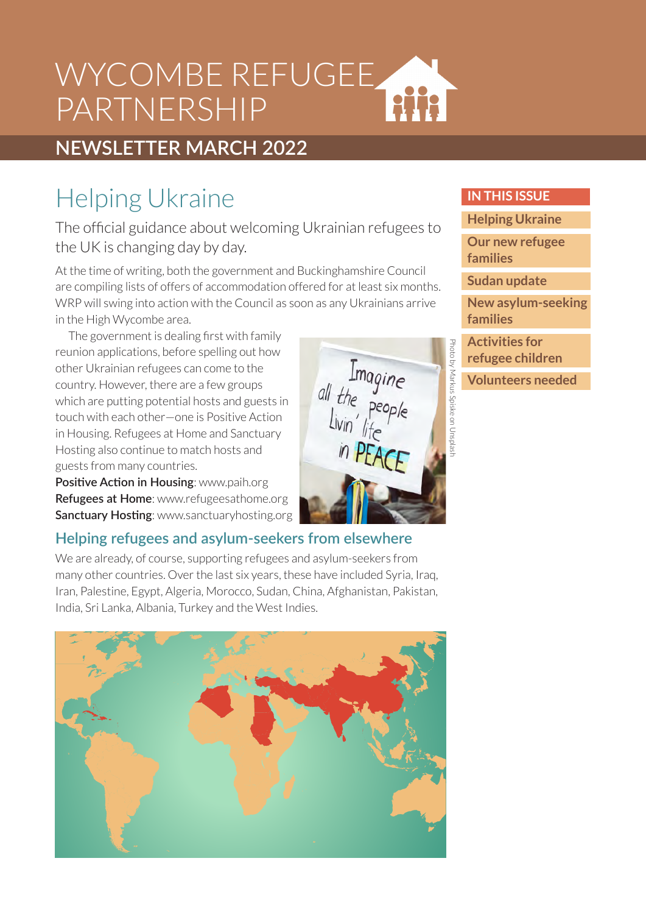# WYCOMBE REFUGEE PARTNERSHIP

## NEWSLETTER MARCH 2022

**IN THIS ISSUE**

- Helping Ukraine
- Our new refugee families
- Sudan update
- New asylum-seeking families
- Activities for refugee children
- Volunteers needed

## Helping Ukraine

The official guidance about welcoming Ukrainian refugees to the UK is changing day by day.

At the time of writing, both the government and Buckinghamshire Council are compiling lists of offers of accommodation offered for at least six months. WRP will swing into action with the Council as soon as any Ukrainians arrive in the High Wycombe area.

The government is dealing first with family reunion applications, before spelling out how other Ukrainian refugees can come to the country. However, there are a few groups which are putting potential hosts and guests in touch with each other—one is Positive Action in Housing. Refugees at Home and Sanctuary Hosting also continue to match hosts and guests from many countries.

**Positive Action in Housing**: www.paih.org
**Refugees at Home**: www.refugeesathome.org
**Sanctuary Hosting**: www.sanctuaryhosting.org

Photo by Markus Spiske on Unsplash

### Helping refugees and asylum-seekers from elsewhere

We are already, of course, supporting refugees and asylum-seekers from many other countries. Over the last six years, these have included Syria, Iraq, Iran, Palestine, Egypt, Algeria, Morocco, Sudan, China, Afghanistan, Pakistan, India, Sri Lanka, Albania, Turkey and the West Indies.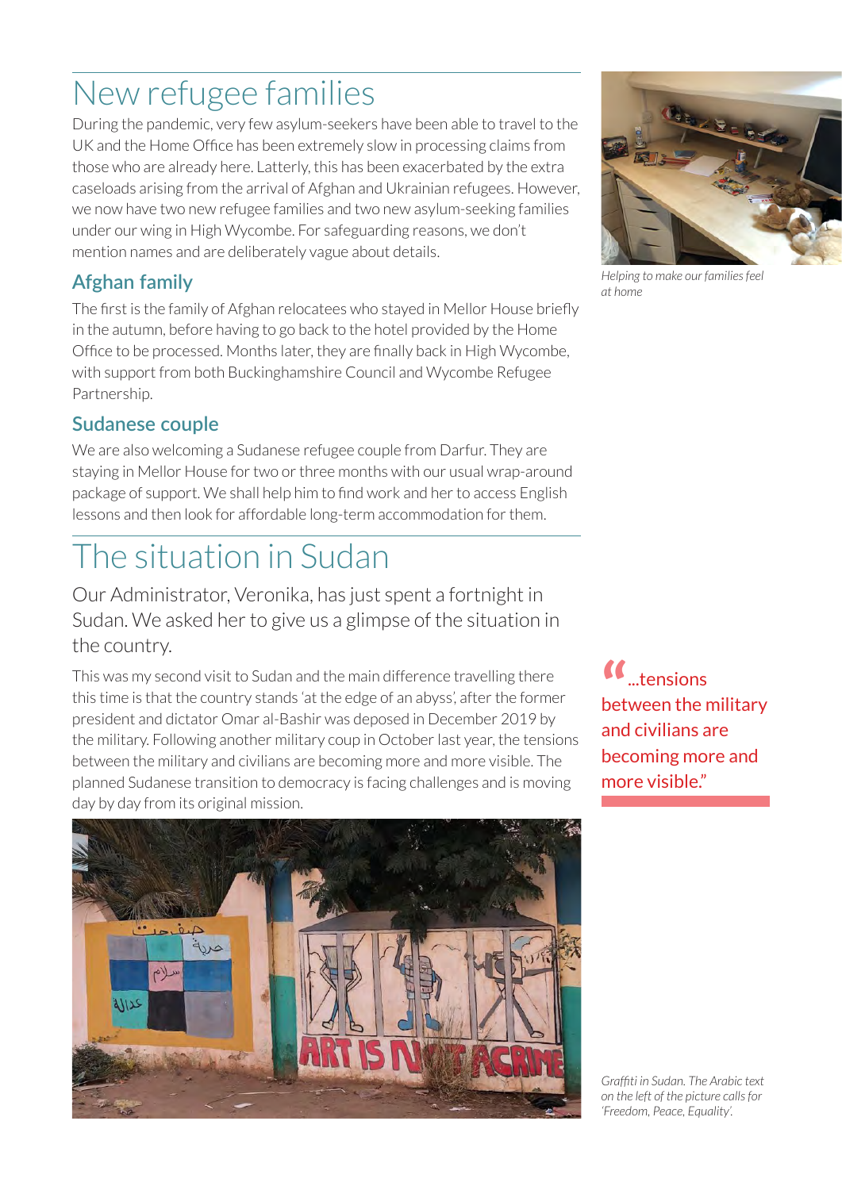# New refugee families

During the pandemic, very few asylum-seekers have been able to travel to the UK and the Home Office has been extremely slow in processing claims from those who are already here. Latterly, this has been exacerbated by the extra caseloads arising from the arrival of Afghan and Ukrainian refugees. However, we now have two new refugee families and two new asylum-seeking families under our wing in High Wycombe. For safeguarding reasons, we don't mention names and are deliberately vague about details.

*Helping to make our families feel at home*

## Afghan family

The first is the family of Afghan relocatees who stayed in Mellor House briefly in the autumn, before having to go back to the hotel provided by the Home Office to be processed. Months later, they are finally back in High Wycombe, with support from both Buckinghamshire Council and Wycombe Refugee Partnership.

## Sudanese couple

We are also welcoming a Sudanese refugee couple from Darfur. They are staying in Mellor House for two or three months with our usual wrap-around package of support. We shall help him to find work and her to access English lessons and then look for affordable long-term accommodation for them.

# The situation in Sudan

Our Administrator, Veronika, has just spent a fortnight in Sudan. We asked her to give us a glimpse of the situation in the country.

This was my second visit to Sudan and the main difference travelling there this time is that the country stands 'at the edge of an abyss', after the former president and dictator Omar al-Bashir was deposed in December 2019 by the military. Following another military coup in October last year, the tensions between the military and civilians are becoming more and more visible. The planned Sudanese transition to democracy is facing challenges and is moving day by day from its original mission.

> "...tensions between the military and civilians are becoming more and more visible."

*Graffiti in Sudan. The Arabic text on the left of the picture calls for 'Freedom, Peace, Equality'.*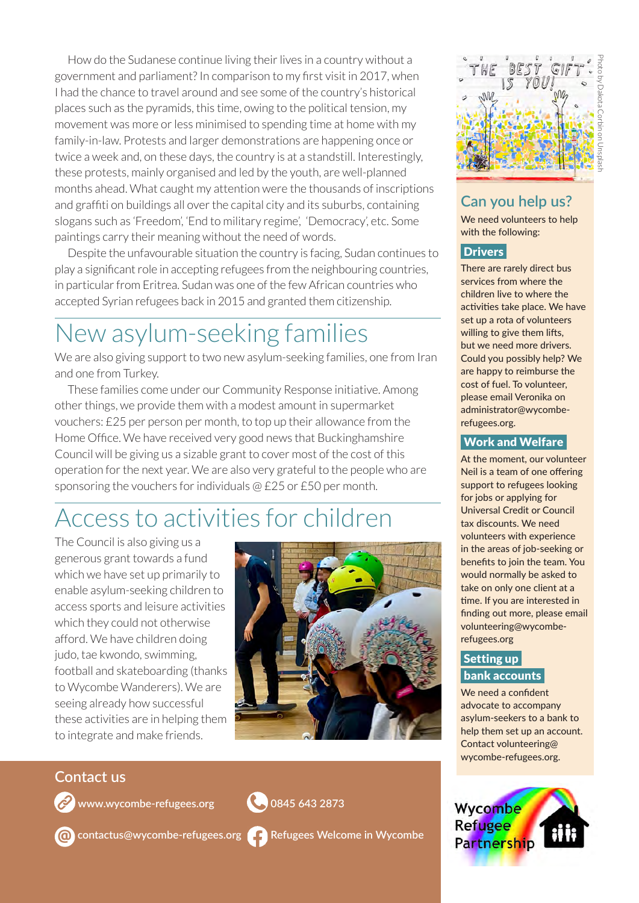How do the Sudanese continue living their lives in a country without a government and parliament? In comparison to my first visit in 2017, when I had the chance to travel around and see some of the country's historical places such as the pyramids, this time, owing to the political tension, my movement was more or less minimised to spending time at home with my family-in-law. Protests and larger demonstrations are happening once or twice a week and, on these days, the country is at a standstill. Interestingly, these protests, mainly organised and led by the youth, are well-planned months ahead. What caught my attention were the thousands of inscriptions and graffiti on buildings all over the capital city and its suburbs, containing slogans such as 'Freedom', 'End to military regime', 'Democracy', etc. Some paintings carry their meaning without the need of words.

Despite the unfavourable situation the country is facing, Sudan continues to play a significant role in accepting refugees from the neighbouring countries, in particular from Eritrea. Sudan was one of the few African countries who accepted Syrian refugees back in 2015 and granted them citizenship.

# New asylum-seeking families

We are also giving support to two new asylum-seeking families, one from Iran and one from Turkey.

These families come under our Community Response initiative. Among other things, we provide them with a modest amount in supermarket vouchers: £25 per person per month, to top up their allowance from the Home Office. We have received very good news that Buckinghamshire Council will be giving us a sizable grant to cover most of the cost of this operation for the next year. We are also very grateful to the people who are sponsoring the vouchers for individuals @ £25 or £50 per month.

# Access to activities for children

The Council is also giving us a generous grant towards a fund which we have set up primarily to enable asylum-seeking children to access sports and leisure activities which they could not otherwise afford. We have children doing judo, tae kwondo, swimming, football and skateboarding (thanks to Wycombe Wanderers). We are seeing already how successful these activities are in helping them to integrate and make friends.

## Contact us

www.wycombe-refugees.org

0845 643 2873

contactus@wycombe-refugees.org

Refugees Welcome in Wycombe

Photo by Dakota Corbin on Unsplash

## Can you help us?

We need volunteers to help with the following:

### Drivers

There are rarely direct bus services from where the children live to where the activities take place. We have set up a rota of volunteers willing to give them lifts, but we need more drivers. Could you possibly help? We are happy to reimburse the cost of fuel. To volunteer, please email Veronika on administrator@wycombe-refugees.org.

### Work and Welfare

At the moment, our volunteer Neil is a team of one offering support to refugees looking for jobs or applying for Universal Credit or Council tax discounts. We need volunteers with experience in the areas of job-seeking or benefits to join the team. You would normally be asked to take on only one client at a time. If you are interested in finding out more, please email volunteering@wycombe-refugees.org

### Setting up bank accounts

We need a confident advocate to accompany asylum-seekers to a bank to help them set up an account. Contact volunteering@wycombe-refugees.org.

Wycombe Refugee Partnership